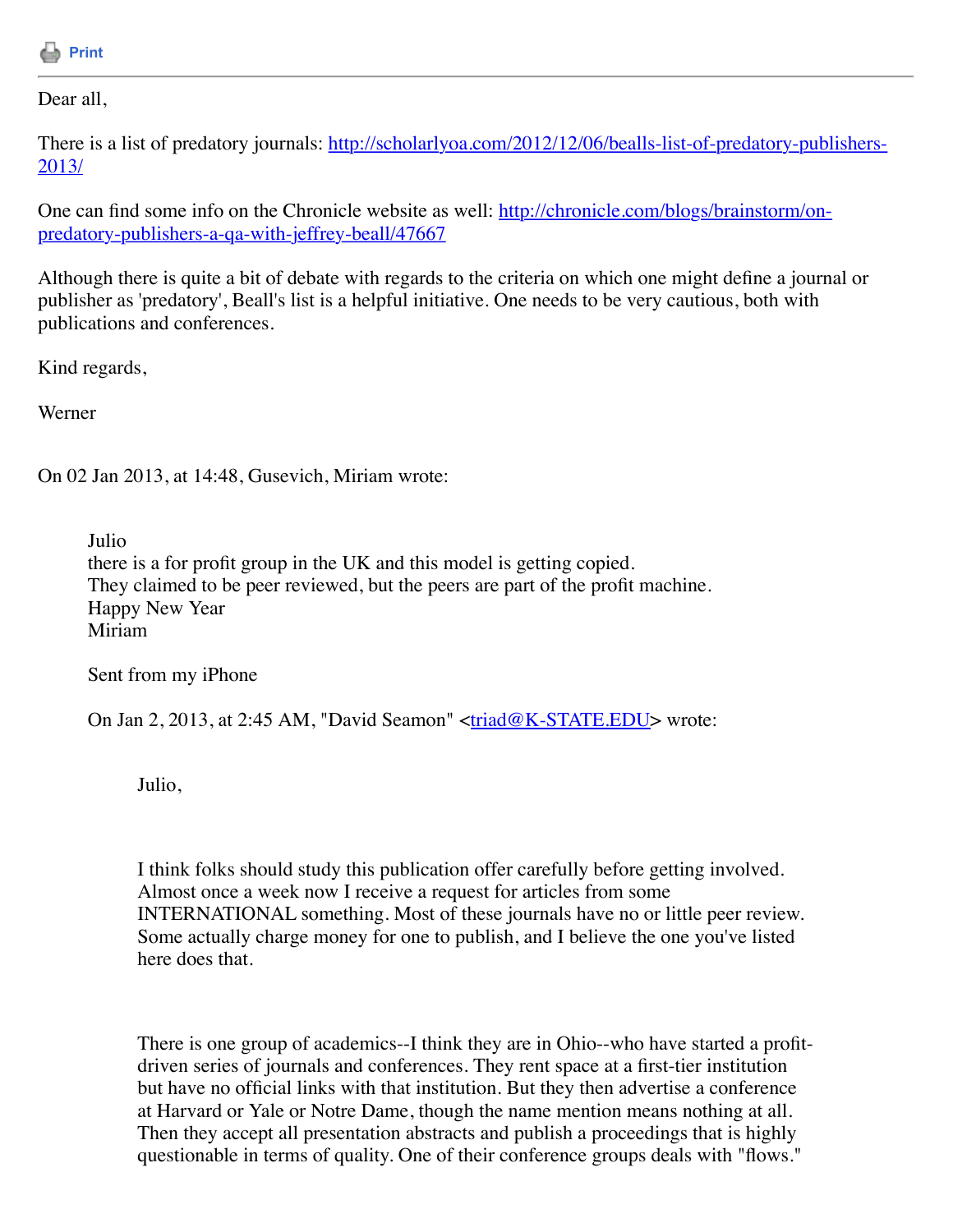Print

---

Dear all,

There is a list of predatory journals: [http://scholarlyoa.com/2012/12/06/bealls-list-of-predatory-publishers-2013/](http://scholarlyoa.com/2012/12/06/bealls-list-of-predatory-publishers-2013/)

One can find some info on the Chronicle website as well: [http://chronicle.com/blogs/brainstorm/on-predatory-publishers-a-qa-with-jeffrey-beall/47667](http://chronicle.com/blogs/brainstorm/on-predatory-publishers-a-qa-with-jeffrey-beall/47667)

Although there is quite a bit of debate with regards to the criteria on which one might define a journal or publisher as 'predatory', Beall's list is a helpful initiative. One needs to be very cautious, both with publications and conferences.

Kind regards,

Werner

On 02 Jan 2013, at 14:48, Gusevich, Miriam wrote:

> Julio
> there is a for profit group in the UK and this model is getting copied.
> They claimed to be peer reviewed, but the peers are part of the profit machine.
> Happy New Year
> Miriam
>
> Sent from my iPhone
>
> On Jan 2, 2013, at 2:45 AM, "David Seamon" <[triad@K-STATE.EDU](mailto:triad@K-STATE.EDU)> wrote:
>
> > Julio,
> >
> > I think folks should study this publication offer carefully before getting involved. Almost once a week now I receive a request for articles from some INTERNATIONAL something. Most of these journals have no or little peer review. Some actually charge money for one to publish, and I believe the one you've listed here does that.
> >
> > There is one group of academics--I think they are in Ohio--who have started a profit-driven series of journals and conferences. They rent space at a first-tier institution but have no official links with that institution. But they then advertise a conference at Harvard or Yale or Notre Dame, though the name mention means nothing at all. Then they accept all presentation abstracts and publish a proceedings that is highly questionable in terms of quality. One of their conference groups deals with "flows."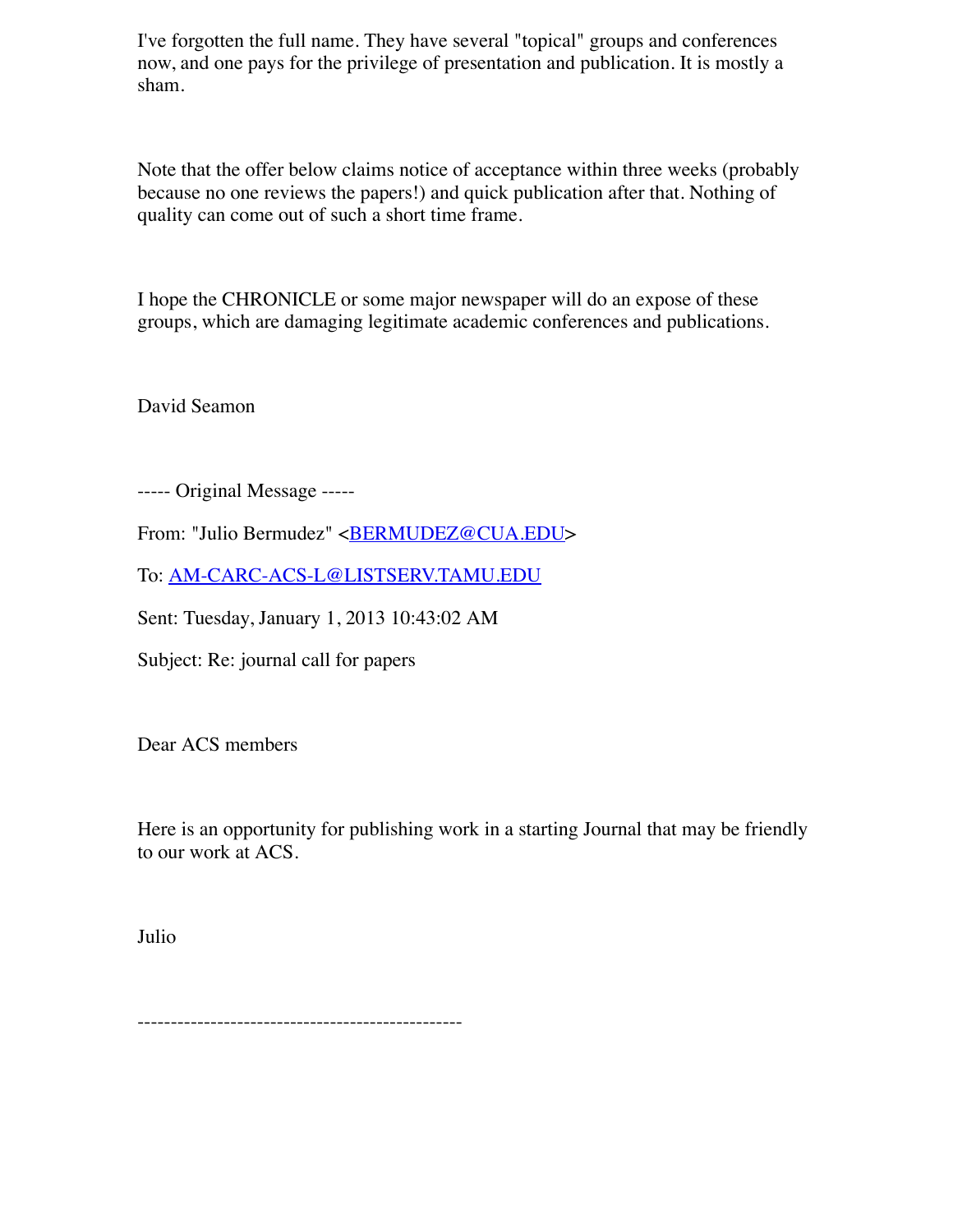I've forgotten the full name. They have several "topical" groups and conferences now, and one pays for the privilege of presentation and publication. It is mostly a sham.

Note that the offer below claims notice of acceptance within three weeks (probably because no one reviews the papers!) and quick publication after that. Nothing of quality can come out of such a short time frame.

I hope the CHRONICLE or some major newspaper will do an expose of these groups, which are damaging legitimate academic conferences and publications.

David Seamon

----- Original Message -----

From: "Julio Bermudez" <BERMUDEZ@CUA.EDU>

To: AM-CARC-ACS-L@LISTSERV.TAMU.EDU

Sent: Tuesday, January 1, 2013 10:43:02 AM

Subject: Re: journal call for papers

Dear ACS members

Here is an opportunity for publishing work in a starting Journal that may be friendly to our work at ACS.

Julio

-------------------------------------------------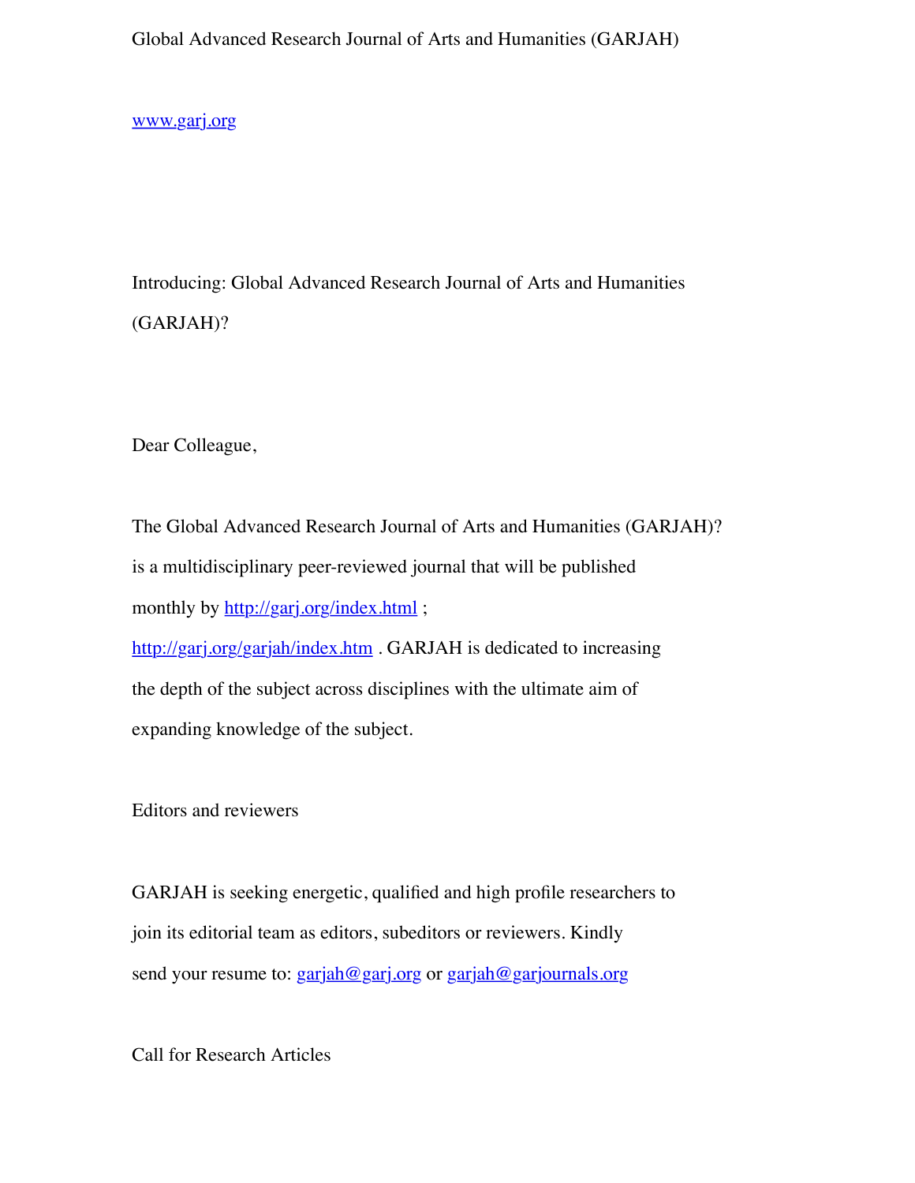Global Advanced Research Journal of Arts and Humanities (GARJAH)

[www.garj.org](http://www.garj.org)

Introducing: Global Advanced Research Journal of Arts and Humanities (GARJAH)?

Dear Colleague,

The Global Advanced Research Journal of Arts and Humanities (GARJAH)? is a multidisciplinary peer-reviewed journal that will be published monthly by [http://garj.org/index.html](http://garj.org/index.html) ; [http://garj.org/garjah/index.htm](http://garj.org/garjah/index.htm) . GARJAH is dedicated to increasing the depth of the subject across disciplines with the ultimate aim of expanding knowledge of the subject.

Editors and reviewers

GARJAH is seeking energetic, qualified and high profile researchers to join its editorial team as editors, subeditors or reviewers. Kindly send your resume to: [garjah@garj.org](mailto:garjah@garj.org) or [garjah@garjournals.org](mailto:garjah@garjournals.org)

Call for Research Articles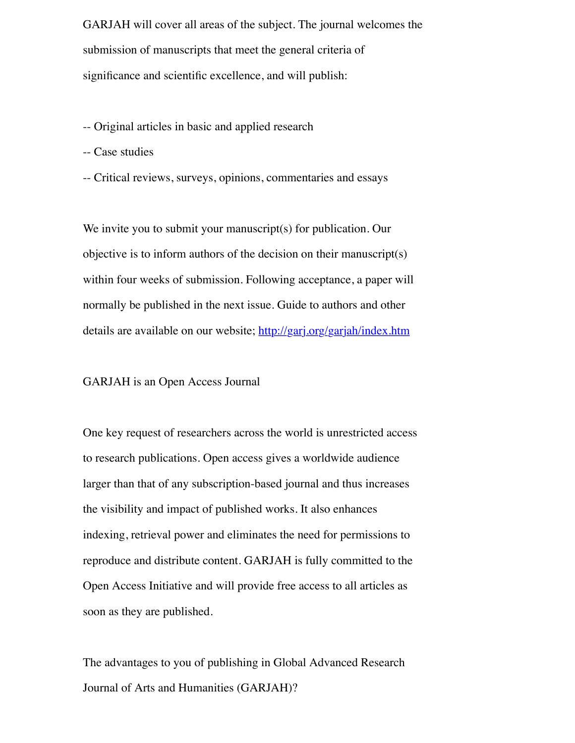GARJAH will cover all areas of the subject. The journal welcomes the submission of manuscripts that meet the general criteria of significance and scientific excellence, and will publish:

-- Original articles in basic and applied research

-- Case studies

-- Critical reviews, surveys, opinions, commentaries and essays

We invite you to submit your manuscript(s) for publication. Our objective is to inform authors of the decision on their manuscript(s) within four weeks of submission. Following acceptance, a paper will normally be published in the next issue. Guide to authors and other details are available on our website; [http://garj.org/garjah/index.htm](http://garj.org/garjah/index.htm)

GARJAH is an Open Access Journal

One key request of researchers across the world is unrestricted access to research publications. Open access gives a worldwide audience larger than that of any subscription-based journal and thus increases the visibility and impact of published works. It also enhances indexing, retrieval power and eliminates the need for permissions to reproduce and distribute content. GARJAH is fully committed to the Open Access Initiative and will provide free access to all articles as soon as they are published.

The advantages to you of publishing in Global Advanced Research Journal of Arts and Humanities (GARJAH)?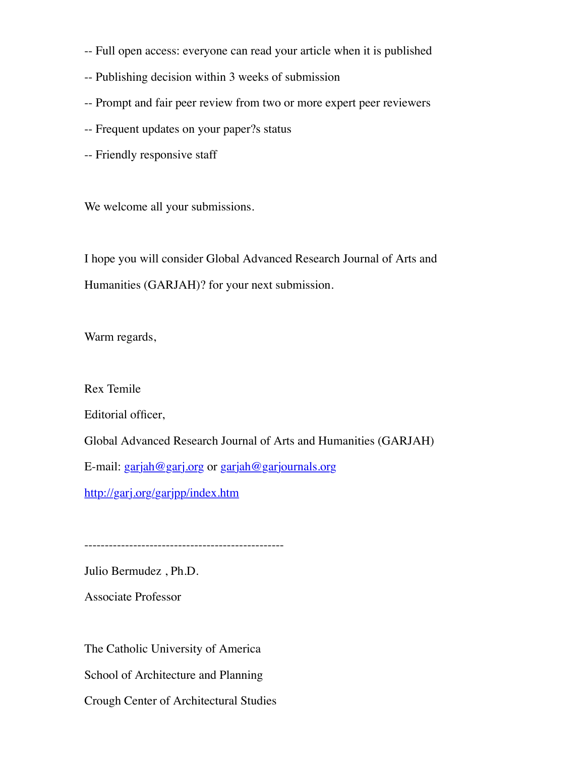-- Full open access: everyone can read your article when it is published

-- Publishing decision within 3 weeks of submission

-- Prompt and fair peer review from two or more expert peer reviewers

-- Frequent updates on your paper?s status

-- Friendly responsive staff

We welcome all your submissions.

I hope you will consider Global Advanced Research Journal of Arts and Humanities (GARJAH)? for your next submission.

Warm regards,

Rex Temile

Editorial officer,

Global Advanced Research Journal of Arts and Humanities (GARJAH)

E-mail: garjah@garj.org or garjah@garjournals.org

http://garj.org/garjpp/index.htm

-------------------------------------------------

Julio Bermudez , Ph.D.

Associate Professor

The Catholic University of America

School of Architecture and Planning

Crough Center of Architectural Studies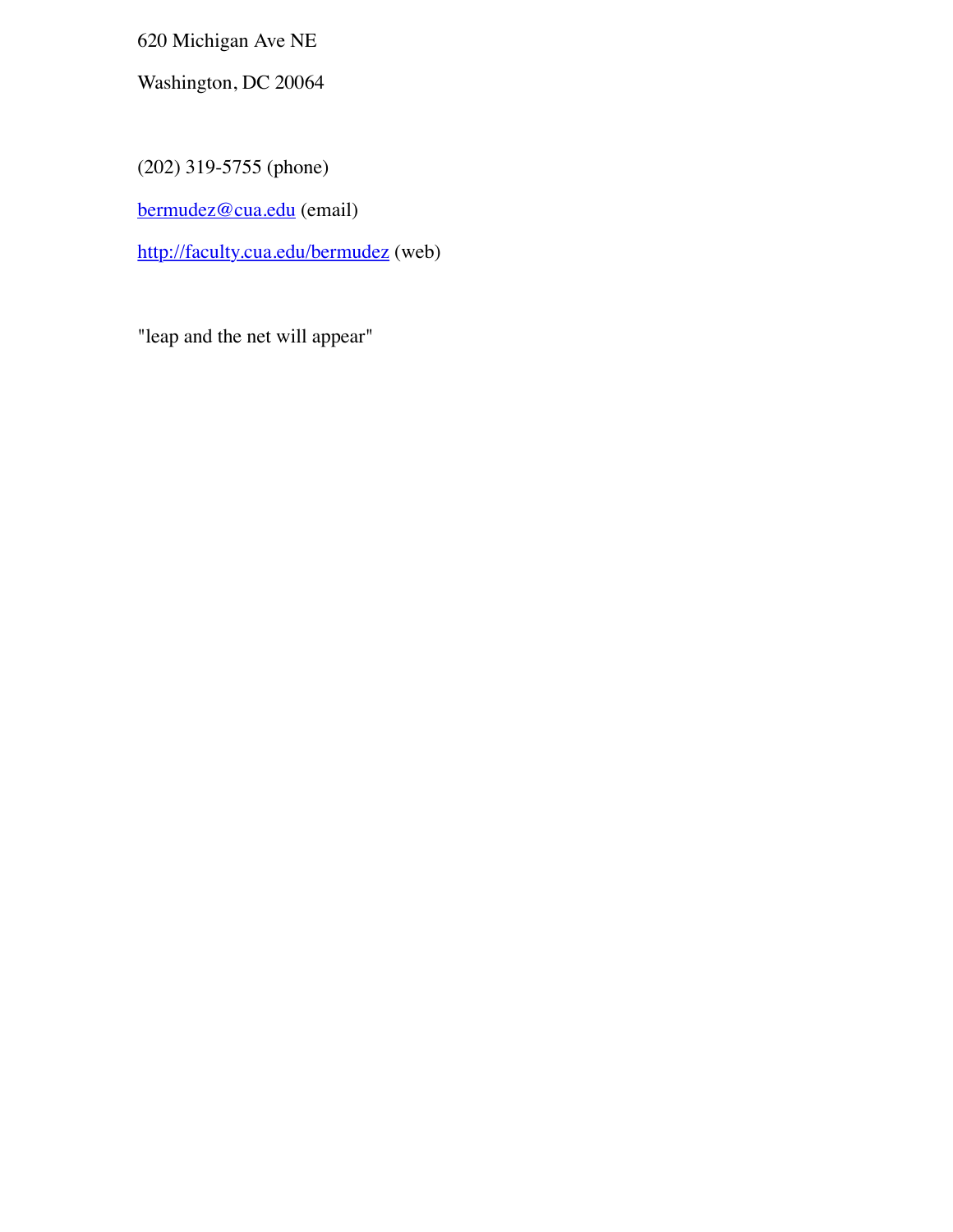620 Michigan Ave NE

Washington, DC 20064

(202) 319-5755 (phone)

bermudez@cua.edu (email)

http://faculty.cua.edu/bermudez (web)

"leap and the net will appear"